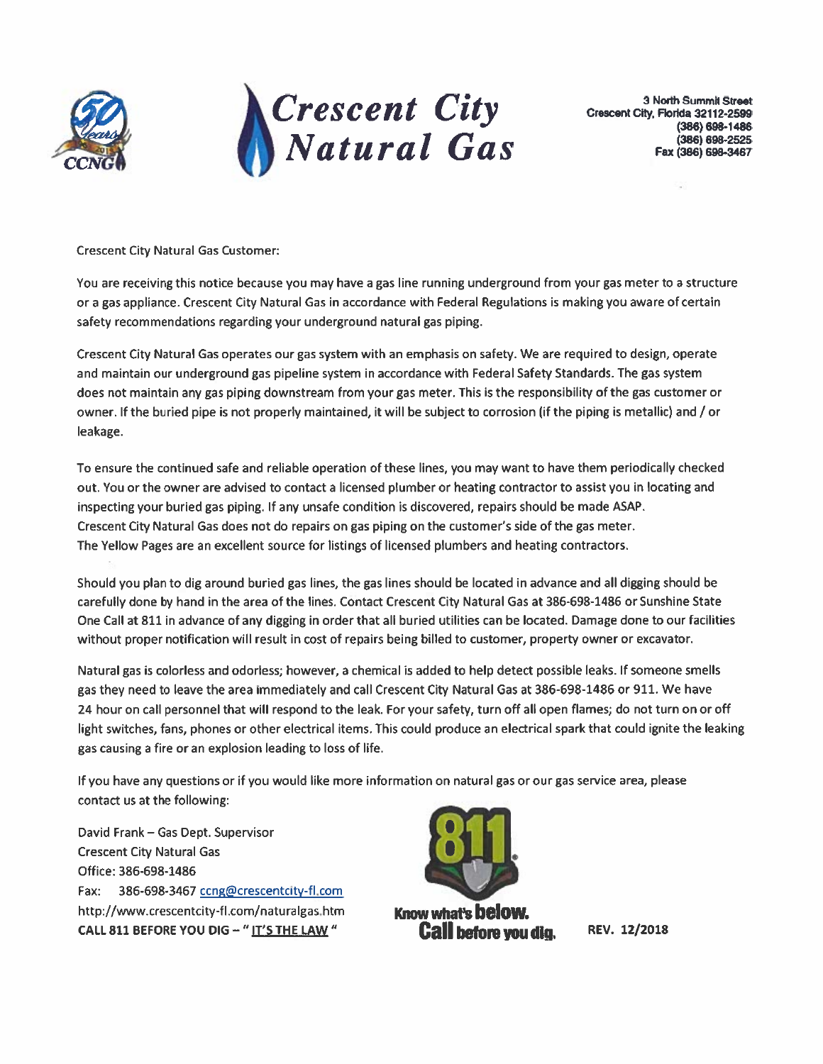# Crescent City Natural Gas

3 North Summit Street
Crescent City, Florida 32112-2599
(386) 698-1486
(386) 698-2525
Fax (386) 698-3467

Crescent City Natural Gas Customer:

You are receiving this notice because you may have a gas line running underground from your gas meter to a structure or a gas appliance. Crescent City Natural Gas in accordance with Federal Regulations is making you aware of certain safety recommendations regarding your underground natural gas piping.

Crescent City Natural Gas operates our gas system with an emphasis on safety. We are required to design, operate and maintain our underground gas pipeline system in accordance with Federal Safety Standards. The gas system does not maintain any gas piping downstream from your gas meter. This is the responsibility of the gas customer or owner. If the buried pipe is not properly maintained, it will be subject to corrosion (if the piping is metallic) and / or leakage.

To ensure the continued safe and reliable operation of these lines, you may want to have them periodically checked out. You or the owner are advised to contact a licensed plumber or heating contractor to assist you in locating and inspecting your buried gas piping. If any unsafe condition is discovered, repairs should be made ASAP. Crescent City Natural Gas does not do repairs on gas piping on the customer's side of the gas meter. The Yellow Pages are an excellent source for listings of licensed plumbers and heating contractors.

Should you plan to dig around buried gas lines, the gas lines should be located in advance and all digging should be carefully done by hand in the area of the lines. Contact Crescent City Natural Gas at 386-698-1486 or Sunshine State One Call at 811 in advance of any digging in order that all buried utilities can be located. Damage done to our facilities without proper notification will result in cost of repairs being billed to customer, property owner or excavator.

Natural gas is colorless and odorless; however, a chemical is added to help detect possible leaks. If someone smells gas they need to leave the area immediately and call Crescent City Natural Gas at 386-698-1486 or 911. We have 24 hour on call personnel that will respond to the leak. For your safety, turn off all open flames; do not turn on or off light switches, fans, phones or other electrical items. This could produce an electrical spark that could ignite the leaking gas causing a fire or an explosion leading to loss of life.

If you have any questions or if you would like more information on natural gas or our gas service area, please contact us at the following:

David Frank – Gas Dept. Supervisor
Crescent City Natural Gas
Office: 386-698-1486
Fax: 386-698-3467 ccng@crescentcity-fl.com
http://www.crescentcity-fl.com/naturalgas.htm
**CALL 811 BEFORE YOU DIG – " IT'S THE LAW "**

**Know what's below. Call before you dig.**

**REV. 12/2018**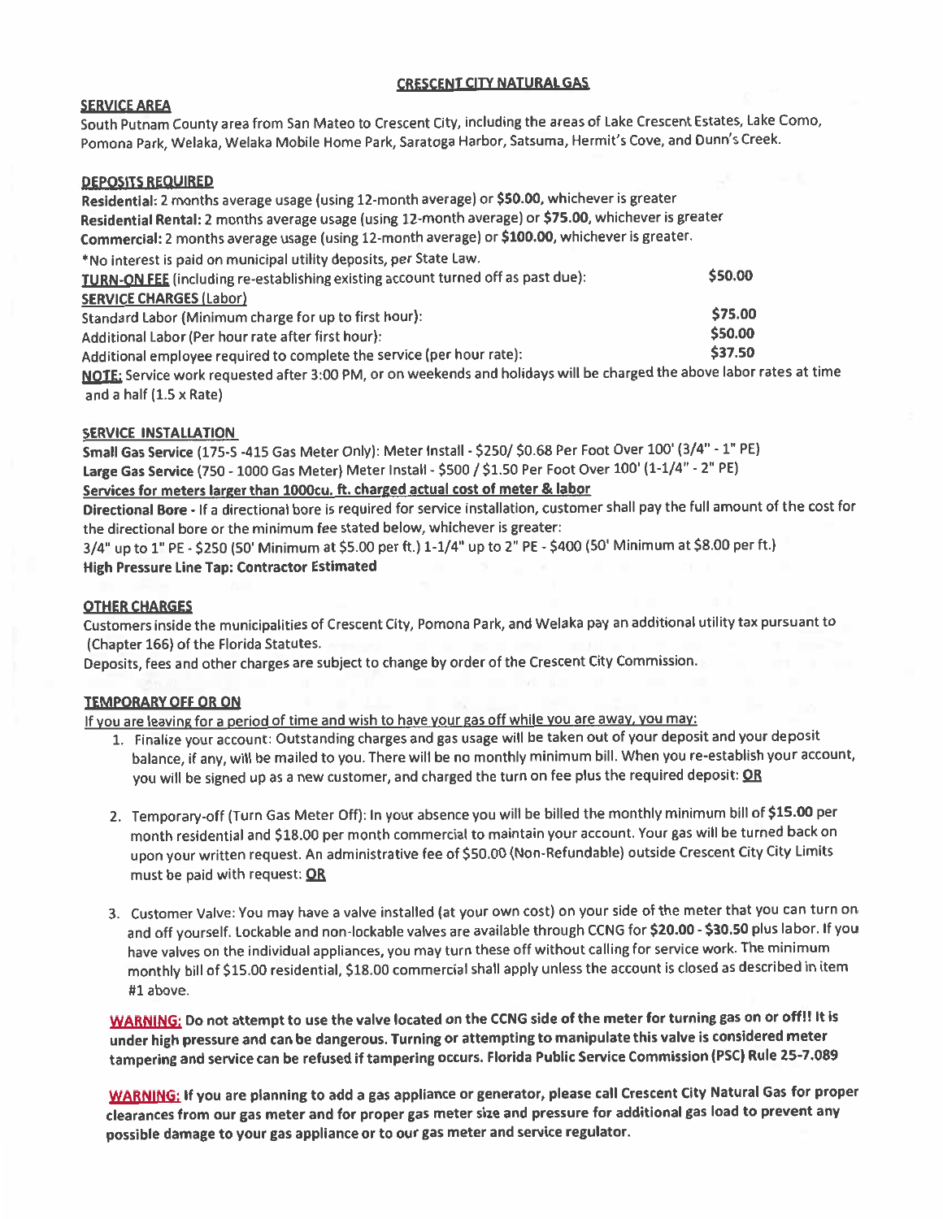# CRESCENT CITY NATURAL GAS

## SERVICE AREA

South Putnam County area from San Mateo to Crescent City, including the areas of Lake Crescent Estates, Lake Como, Pomona Park, Welaka, Welaka Mobile Home Park, Saratoga Harbor, Satsuma, Hermit's Cove, and Dunn's Creek.

## DEPOSITS REQUIRED

**Residential:** 2 months average usage (using 12-month average) or **$50.00**, whichever is greater
**Residential Rental:** 2 months average usage (using 12-month average) or **$75.00**, whichever is greater
**Commercial:** 2 months average usage (using 12-month average) or **$100.00**, whichever is greater.
*No interest is paid on municipal utility deposits, per State Law.

| | |
|---|---|
| **TURN-ON FEE** (including re-establishing existing account turned off as past due): | **$50.00** |
| **SERVICE CHARGES** (Labor) | |
| Standard Labor (Minimum charge for up to first hour): | **$75.00** |
| Additional Labor (Per hour rate after first hour): | **$50.00** |
| Additional employee required to complete the service (per hour rate): | **$37.50** |

**NOTE:** Service work requested after 3:00 PM, or on weekends and holidays will be charged the above labor rates at time and a half (1.5 x Rate)

## SERVICE INSTALLATION

**Small Gas Service** (175-S -415 Gas Meter Only): Meter Install - $250/ $0.68 Per Foot Over 100' (3/4" - 1" PE)
**Large Gas Service** (750 - 1000 Gas Meter) Meter Install - $500 / $1.50 Per Foot Over 100' (1-1/4" - 2" PE)
**Services for meters larger than 1000cu. ft. charged actual cost of meter & labor**
**Directional Bore** - If a directional bore is required for service installation, customer shall pay the full amount of the cost for the directional bore or the minimum fee stated below, whichever is greater:
3/4" up to 1" PE - $250 (50' Minimum at $5.00 per ft.) 1-1/4" up to 2" PE - $400 (50' Minimum at $8.00 per ft.)
**High Pressure Line Tap: Contractor Estimated**

## OTHER CHARGES

Customers inside the municipalities of Crescent City, Pomona Park, and Welaka pay an additional utility tax pursuant to (Chapter 166) of the Florida Statutes.
Deposits, fees and other charges are subject to change by order of the Crescent City Commission.

## TEMPORARY OFF OR ON

If you are leaving for a period of time and wish to have your gas off while you are away, you may:

1. Finalize your account: Outstanding charges and gas usage will be taken out of your deposit and your deposit balance, if any, will be mailed to you. There will be no monthly minimum bill. When you re-establish your account, you will be signed up as a new customer, and charged the turn on fee plus the required deposit: **OR**

2. Temporary-off (Turn Gas Meter Off): In your absence you will be billed the monthly minimum bill of **$15.00** per month residential and $18.00 per month commercial to maintain your account. Your gas will be turned back on upon your written request. An administrative fee of $50.00 (Non-Refundable) outside Crescent City City Limits must be paid with request: **OR**

3. Customer Valve: You may have a valve installed (at your own cost) on your side of the meter that you can turn on and off yourself. Lockable and non-lockable valves are available through CCNG for **$20.00 - $30.50** plus labor. If you have valves on the individual appliances, you may turn these off without calling for service work. The minimum monthly bill of $15.00 residential, $18.00 commercial shall apply unless the account is closed as described in item #1 above.

**WARNING: Do not attempt to use the valve located on the CCNG side of the meter for turning gas on or off!! It is under high pressure and can be dangerous. Turning or attempting to manipulate this valve is considered meter tampering and service can be refused if tampering occurs. Florida Public Service Commission (PSC) Rule 25-7.089**

**WARNING: If you are planning to add a gas appliance or generator, please call Crescent City Natural Gas for proper clearances from our gas meter and for proper gas meter size and pressure for additional gas load to prevent any possible damage to your gas appliance or to our gas meter and service regulator.**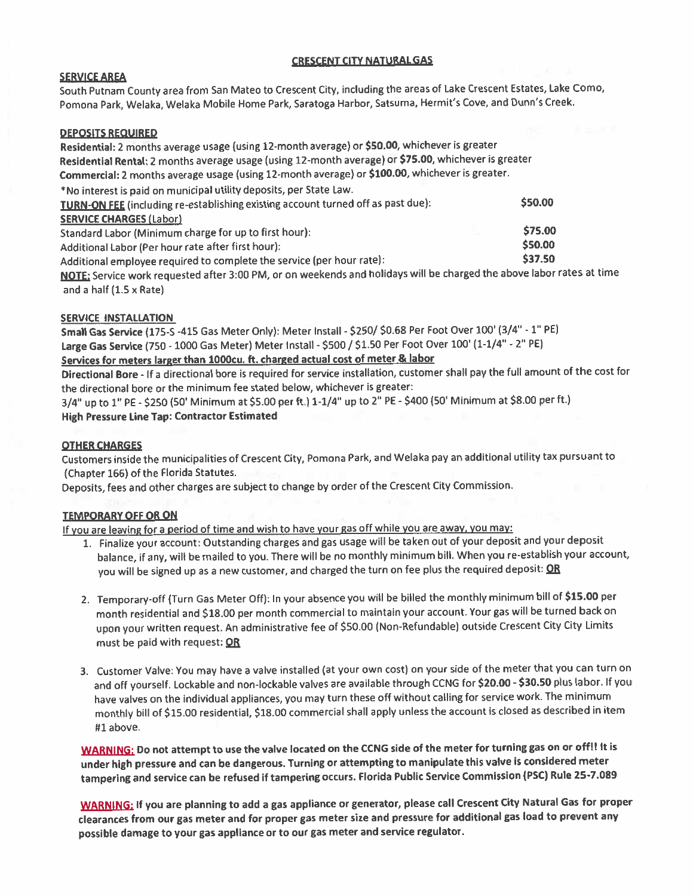# CRESCENT CITY NATURAL GAS

## SERVICE AREA

South Putnam County area from San Mateo to Crescent City, including the areas of Lake Crescent Estates, Lake Como, Pomona Park, Welaka, Welaka Mobile Home Park, Saratoga Harbor, Satsuma, Hermit's Cove, and Dunn's Creek.

## DEPOSITS REQUIRED

**Residential:** 2 months average usage (using 12-month average) or **$50.00**, whichever is greater
**Residential Rental:** 2 months average usage (using 12-month average) or **$75.00**, whichever is greater
**Commercial:** 2 months average usage (using 12-month average) or **$100.00**, whichever is greater.
*No interest is paid on municipal utility deposits, per State Law.

| | |
|---|---|
| **TURN-ON FEE** (including re-establishing existing account turned off as past due): | **$50.00** |
| **SERVICE CHARGES (Labor)** | |
| Standard Labor (Minimum charge for up to first hour): | **$75.00** |
| Additional Labor (Per hour rate after first hour): | **$50.00** |
| Additional employee required to complete the service (per hour rate): | **$37.50** |

**NOTE:** Service work requested after 3:00 PM, or on weekends and holidays will be charged the above labor rates at time and a half (1.5 x Rate)

## SERVICE INSTALLATION

**Small Gas Service** (175-S -415 Gas Meter Only): Meter Install - $250/ $0.68 Per Foot Over 100' (3/4" - 1" PE)
**Large Gas Service** (750 - 1000 Gas Meter) Meter Install - $500 / $1.50 Per Foot Over 100' (1-1/4" - 2" PE)
**Services for meters larger than 1000cu. ft. charged actual cost of meter & labor**
**Directional Bore** - If a directional bore is required for service installation, customer shall pay the full amount of the cost for the directional bore or the minimum fee stated below, whichever is greater:
3/4" up to 1" PE - $250 (50' Minimum at $5.00 per ft.) 1-1/4" up to 2" PE - $400 (50' Minimum at $8.00 per ft.)
**High Pressure Line Tap: Contractor Estimated**

## OTHER CHARGES

Customers inside the municipalities of Crescent City, Pomona Park, and Welaka pay an additional utility tax pursuant to (Chapter 166) of the Florida Statutes.
Deposits, fees and other charges are subject to change by order of the Crescent City Commission.

## TEMPORARY OFF OR ON

If you are leaving for a period of time and wish to have your gas off while you are away, you may:

1. Finalize your account: Outstanding charges and gas usage will be taken out of your deposit and your deposit balance, if any, will be mailed to you. There will be no monthly minimum bill. When you re-establish your account, you will be signed up as a new customer, and charged the turn on fee plus the required deposit: **OR**

2. Temporary-off (Turn Gas Meter Off): In your absence you will be billed the monthly minimum bill of **$15.00** per month residential and $18.00 per month commercial to maintain your account. Your gas will be turned back on upon your written request. An administrative fee of $50.00 (Non-Refundable) outside Crescent City City Limits must be paid with request: **OR**

3. Customer Valve: You may have a valve installed (at your own cost) on your side of the meter that you can turn on and off yourself. Lockable and non-lockable valves are available through CCNG for **$20.00 - $30.50** plus labor. If you have valves on the individual appliances, you may turn these off without calling for service work. The minimum monthly bill of $15.00 residential, $18.00 commercial shall apply unless the account is closed as described in item #1 above.

**WARNING: Do not attempt to use the valve located on the CCNG side of the meter for turning gas on or off!! It is under high pressure and can be dangerous. Turning or attempting to manipulate this valve is considered meter tampering and service can be refused if tampering occurs. Florida Public Service Commission (PSC) Rule 25-7.089**

**WARNING: If you are planning to add a gas appliance or generator, please call Crescent City Natural Gas for proper clearances from our gas meter and for proper gas meter size and pressure for additional gas load to prevent any possible damage to your gas appliance or to our gas meter and service regulator.**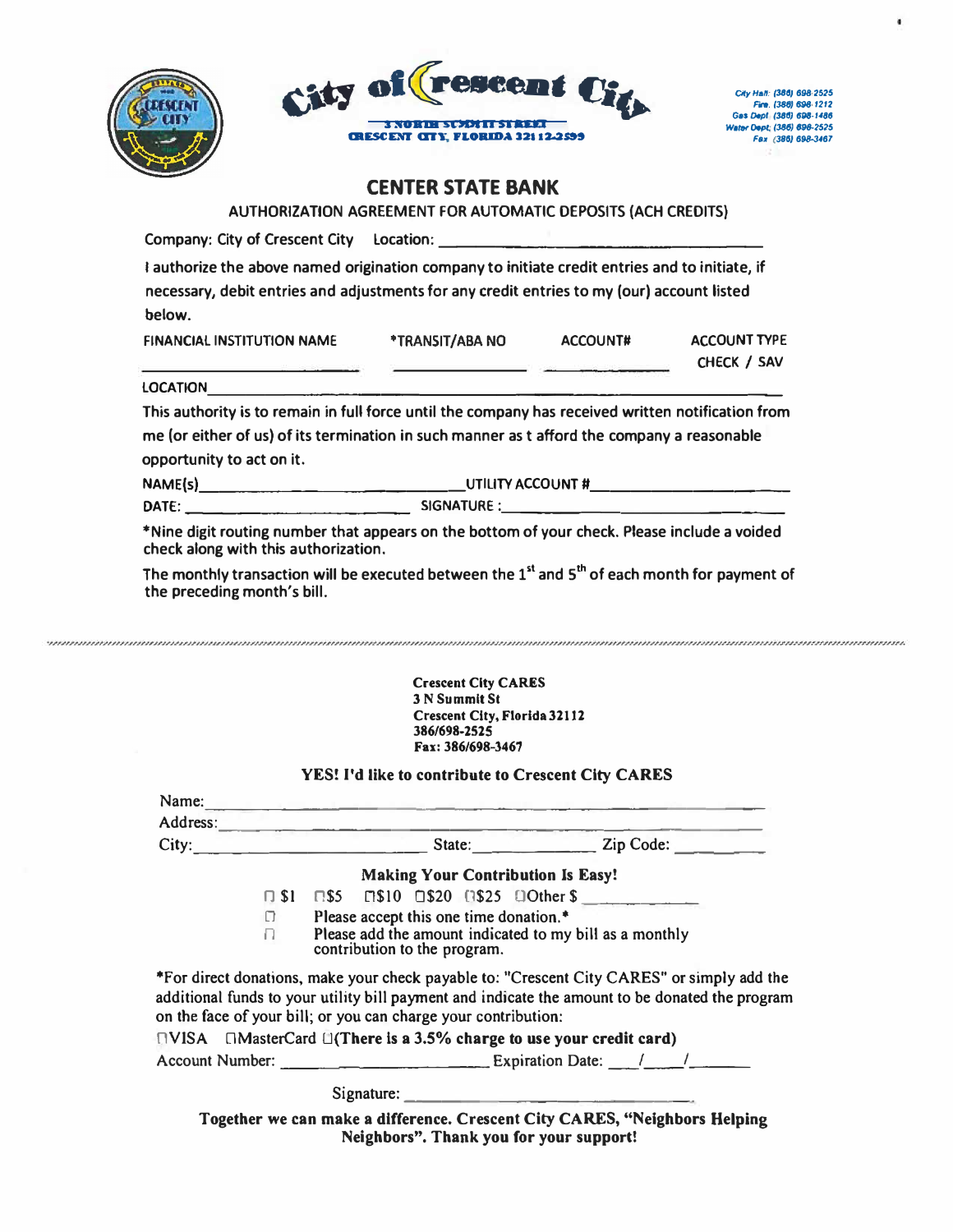City of Crescent City

3 NORTH SUMMIT STREET
CRESCENT CITY, FLORIDA 32112-2599

City Hall: (386) 698-2525
Fire: (386) 698-1212
Gas Dept: (386) 698-1486
Water Dept: (386) 698-2525
Fax: (386) 698-3467

# CENTER STATE BANK

## AUTHORIZATION AGREEMENT FOR AUTOMATIC DEPOSITS (ACH CREDITS)

Company: City of Crescent City Location: ______________________________

I authorize the above named origination company to initiate credit entries and to initiate, if necessary, debit entries and adjustments for any credit entries to my (our) account listed below.

| FINANCIAL INSTITUTION NAME | *TRANSIT/ABA NO | ACCOUNT# | ACCOUNT TYPE CHECK / SAV |
|---|---|---|---|
| ______________ | ______________ | ______________ | |

LOCATION ______________________________________________

This authority is to remain in full force until the company has received written notification from me (or either of us) of its termination in such manner as t afford the company a reasonable opportunity to act on it.

NAME(s)__________________________ UTILITY ACCOUNT #__________________

DATE: __________________________ SIGNATURE :__________________________

*Nine digit routing number that appears on the bottom of your check. Please include a voided check along with this authorization.

The monthly transaction will be executed between the 1st and 5th of each month for payment of the preceding month's bill.

---

**Crescent City CARES**
**3 N Summit St**
**Crescent City, Florida 32112**
**386/698-2525**
**Fax: 386/698-3467**

**YES! I'd like to contribute to Crescent City CARES**

Name: ______________________________________________
Address: ____________________________________________
City: ____________________ State: ____________ Zip Code: __________

**Making Your Contribution Is Easy!**

☐ $1 ☐ $5 ☐ $10 ☐ $20 ☐ $25 ☐ Other $ __________

☐ Please accept this one time donation.*
☐ Please add the amount indicated to my bill as a monthly contribution to the program.

*For direct donations, make your check payable to: "Crescent City CARES" or simply add the additional funds to your utility bill payment and indicate the amount to be donated the program on the face of your bill; or you can charge your contribution:

☐ VISA ☐ MasterCard ☐ **(There is a 3.5% charge to use your credit card)**

Account Number: ______________________ Expiration Date: ____/____/______

Signature: ______________________________

**Together we can make a difference. Crescent City CARES, "Neighbors Helping Neighbors". Thank you for your support!**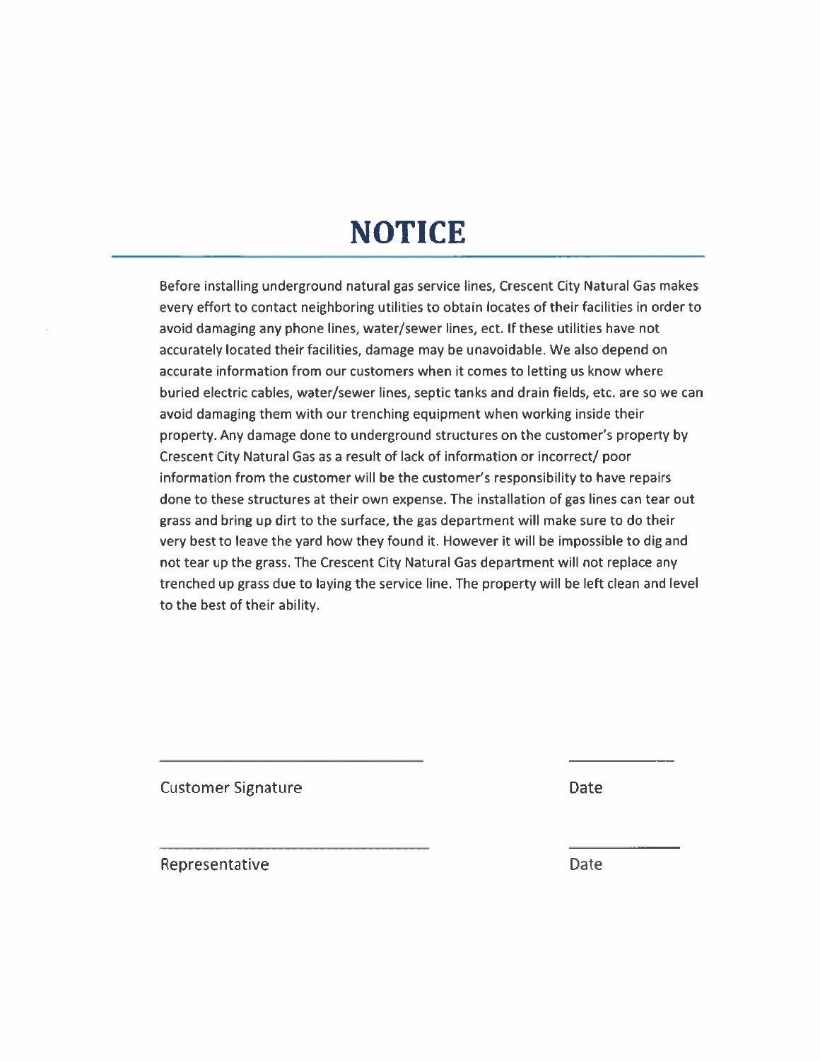# NOTICE

Before installing underground natural gas service lines, Crescent City Natural Gas makes every effort to contact neighboring utilities to obtain locates of their facilities in order to avoid damaging any phone lines, water/sewer lines, ect. If these utilities have not accurately located their facilities, damage may be unavoidable. We also depend on accurate information from our customers when it comes to letting us know where buried electric cables, water/sewer lines, septic tanks and drain fields, etc. are so we can avoid damaging them with our trenching equipment when working inside their property. Any damage done to underground structures on the customer's property by Crescent City Natural Gas as a result of lack of information or incorrect/ poor information from the customer will be the customer's responsibility to have repairs done to these structures at their own expense. The installation of gas lines can tear out grass and bring up dirt to the surface, the gas department will make sure to do their very best to leave the yard how they found it. However it will be impossible to dig and not tear up the grass. The Crescent City Natural Gas department will not replace any trenched up grass due to laying the service line. The property will be left clean and level to the best of their ability.

_______________________________ &nbsp;&nbsp;&nbsp;&nbsp;&nbsp;&nbsp;&nbsp;&nbsp; ____________

Customer Signature &nbsp;&nbsp;&nbsp;&nbsp;&nbsp;&nbsp;&nbsp;&nbsp;&nbsp;&nbsp;&nbsp;&nbsp;&nbsp;&nbsp;&nbsp;&nbsp;&nbsp;&nbsp;&nbsp;&nbsp;&nbsp;&nbsp;&nbsp;&nbsp;&nbsp;&nbsp;&nbsp;&nbsp;&nbsp;&nbsp;&nbsp;&nbsp; Date

_______________________________ &nbsp;&nbsp;&nbsp;&nbsp;&nbsp;&nbsp;&nbsp;&nbsp; ____________

Representative &nbsp;&nbsp;&nbsp;&nbsp;&nbsp;&nbsp;&nbsp;&nbsp;&nbsp;&nbsp;&nbsp;&nbsp;&nbsp;&nbsp;&nbsp;&nbsp;&nbsp;&nbsp;&nbsp;&nbsp;&nbsp;&nbsp;&nbsp;&nbsp;&nbsp;&nbsp;&nbsp;&nbsp;&nbsp;&nbsp;&nbsp;&nbsp;&nbsp;&nbsp;&nbsp;&nbsp;&nbsp;&nbsp; Date